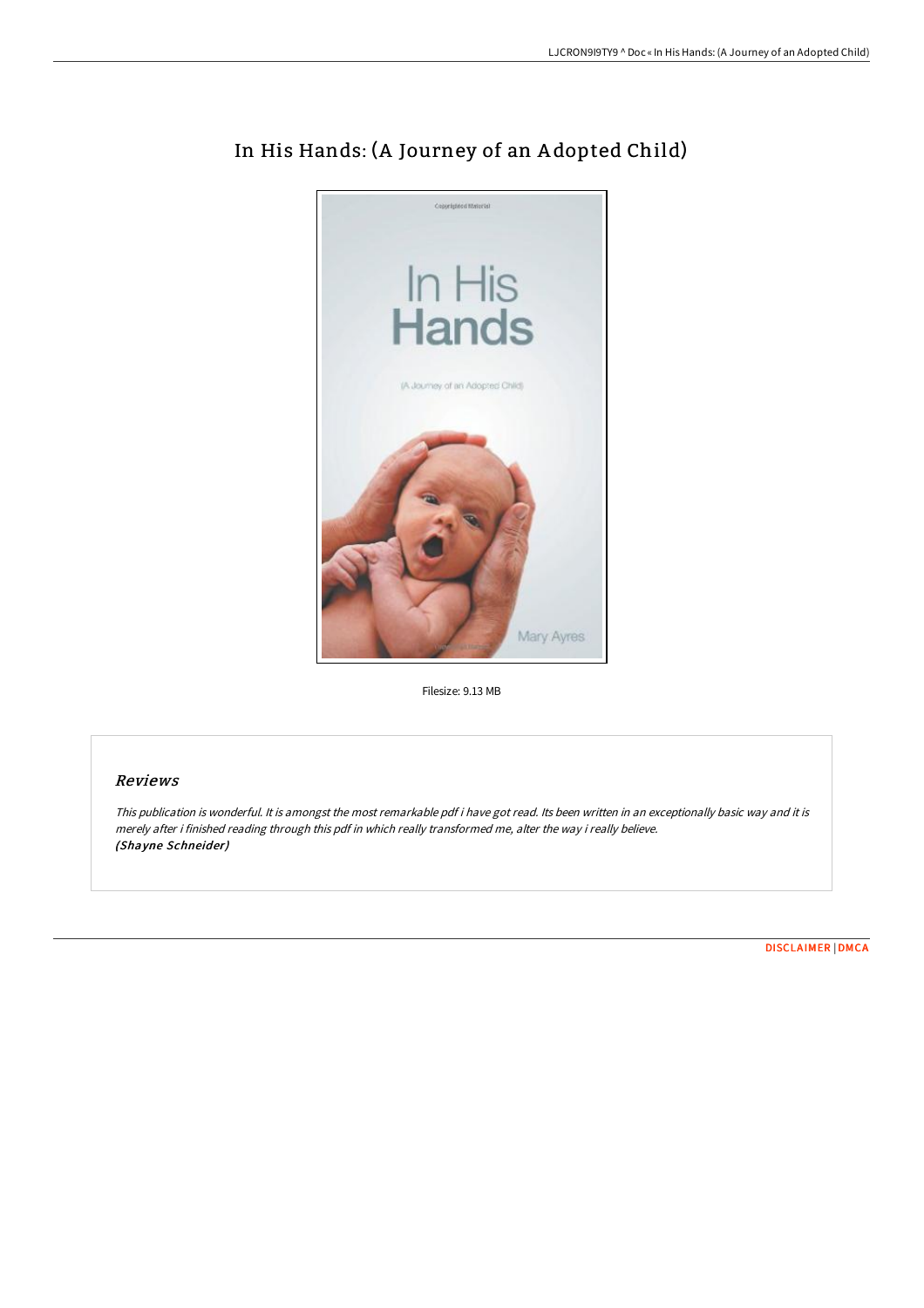# In His Hands: (A Journey of an Adopted Child)

Filesize: 9.13 MB

## Reviews

*This publication is wonderful. It is amongst the most remarkable pdf i have got read. Its been written in an exceptionally basic way and it is merely after i finished reading through this pdf in which really transformed me, alter the way i really believe.*
***(Shayne Schneider)***

DISCLAIMER | DMCA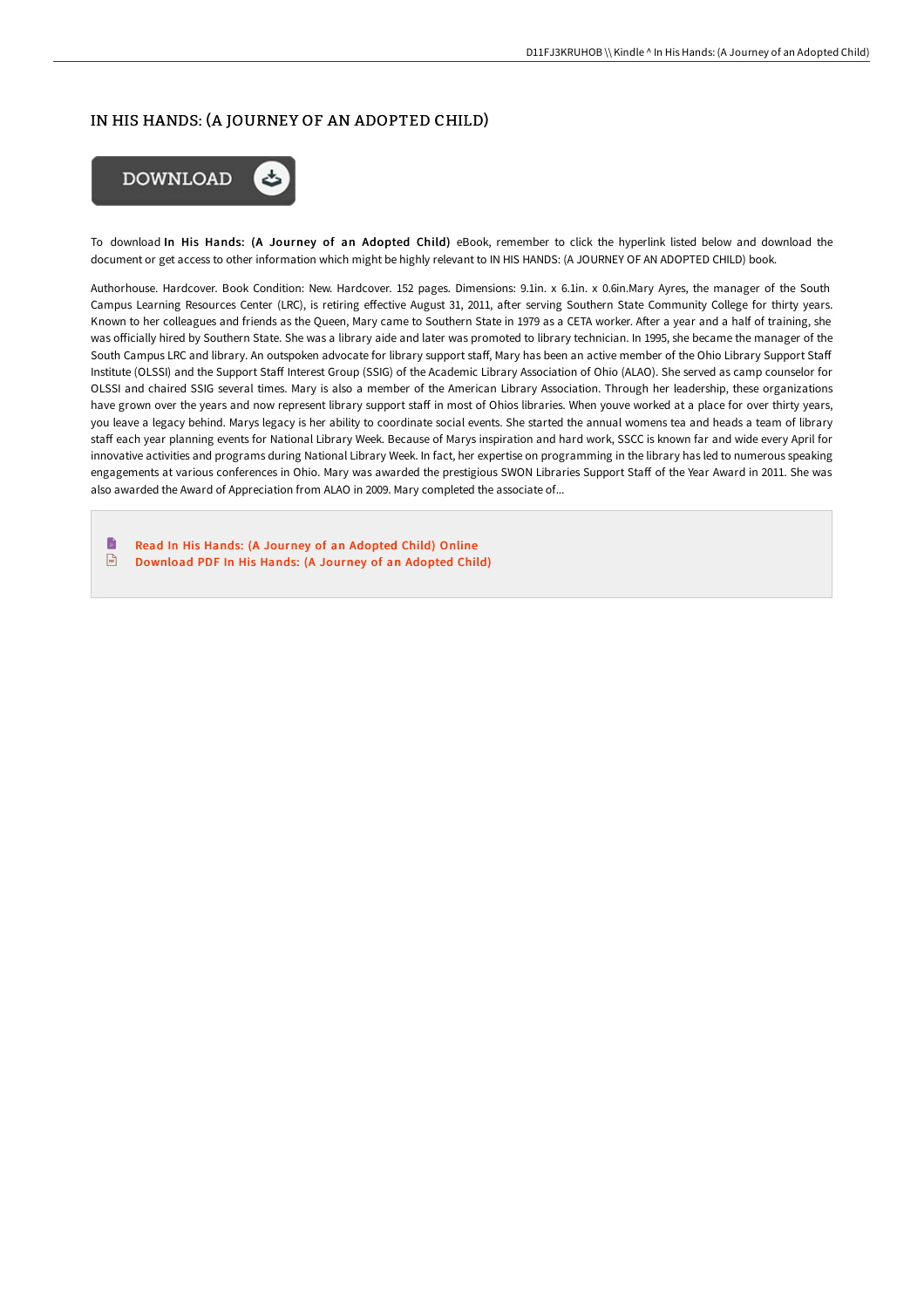# IN HIS HANDS: (A JOURNEY OF AN ADOPTED CHILD)

To download **In His Hands: (A Journey of an Adopted Child)** eBook, remember to click the hyperlink listed below and download the document or get access to other information which might be highly relevant to IN HIS HANDS: (A JOURNEY OF AN ADOPTED CHILD) book.

Authorhouse. Hardcover. Book Condition: New. Hardcover. 152 pages. Dimensions: 9.1in. x 6.1in. x 0.6in.Mary Ayres, the manager of the South Campus Learning Resources Center (LRC), is retiring effective August 31, 2011, after serving Southern State Community College for thirty years. Known to her colleagues and friends as the Queen, Mary came to Southern State in 1979 as a CETA worker. After a year and a half of training, she was officially hired by Southern State. She was a library aide and later was promoted to library technician. In 1995, she became the manager of the South Campus LRC and library. An outspoken advocate for library support staff, Mary has been an active member of the Ohio Library Support Staff Institute (OLSSI) and the Support Staff Interest Group (SSIG) of the Academic Library Association of Ohio (ALAO). She served as camp counselor for OLSSI and chaired SSIG several times. Mary is also a member of the American Library Association. Through her leadership, these organizations have grown over the years and now represent library support staff in most of Ohios libraries. When youve worked at a place for over thirty years, you leave a legacy behind. Marys legacy is her ability to coordinate social events. She started the annual womens tea and heads a team of library staff each year planning events for National Library Week. Because of Marys inspiration and hard work, SSCC is known far and wide every April for innovative activities and programs during National Library Week. In fact, her expertise on programming in the library has led to numerous speaking engagements at various conferences in Ohio. Mary was awarded the prestigious SWON Libraries Support Staff of the Year Award in 2011. She was also awarded the Award of Appreciation from ALAO in 2009. Mary completed the associate of...

- Read In His Hands: (A Journey of an Adopted Child) Online
- Download PDF In His Hands: (A Journey of an Adopted Child)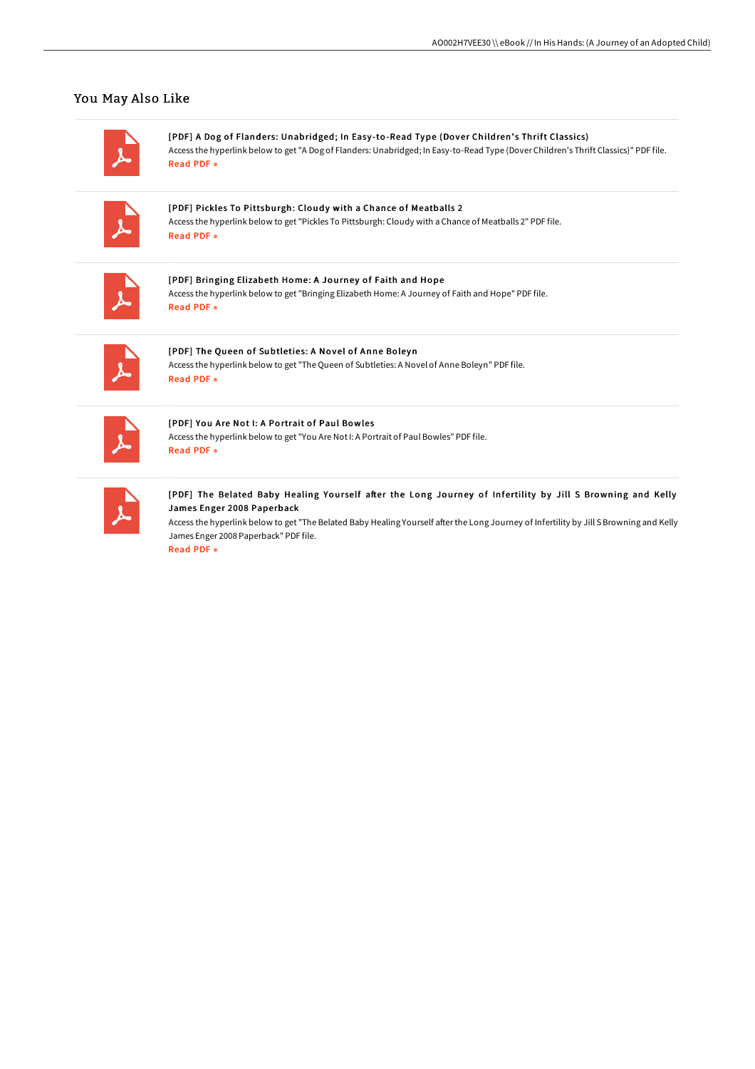## You May Also Like

[PDF] A Dog of Flanders: Unabridged; In Easy-to-Read Type (Dover Children's Thrift Classics)
Access the hyperlink below to get "A Dog of Flanders: Unabridged; In Easy-to-Read Type (Dover Children's Thrift Classics)" PDF file.
Read PDF »

[PDF] Pickles To Pittsburgh: Cloudy with a Chance of Meatballs 2
Access the hyperlink below to get "Pickles To Pittsburgh: Cloudy with a Chance of Meatballs 2" PDF file.
Read PDF »

[PDF] Bringing Elizabeth Home: A Journey of Faith and Hope
Access the hyperlink below to get "Bringing Elizabeth Home: A Journey of Faith and Hope" PDF file.
Read PDF »

[PDF] The Queen of Subtleties: A Novel of Anne Boleyn
Access the hyperlink below to get "The Queen of Subtleties: A Novel of Anne Boleyn" PDF file.
Read PDF »

[PDF] You Are Not I: A Portrait of Paul Bowles
Access the hyperlink below to get "You Are Not I: A Portrait of Paul Bowles" PDF file.
Read PDF »

[PDF] The Belated Baby Healing Yourself after the Long Journey of Infertility by Jill S Browning and Kelly James Enger 2008 Paperback
Access the hyperlink below to get "The Belated Baby Healing Yourself after the Long Journey of Infertility by Jill S Browning and Kelly James Enger 2008 Paperback" PDF file.
Read PDF »